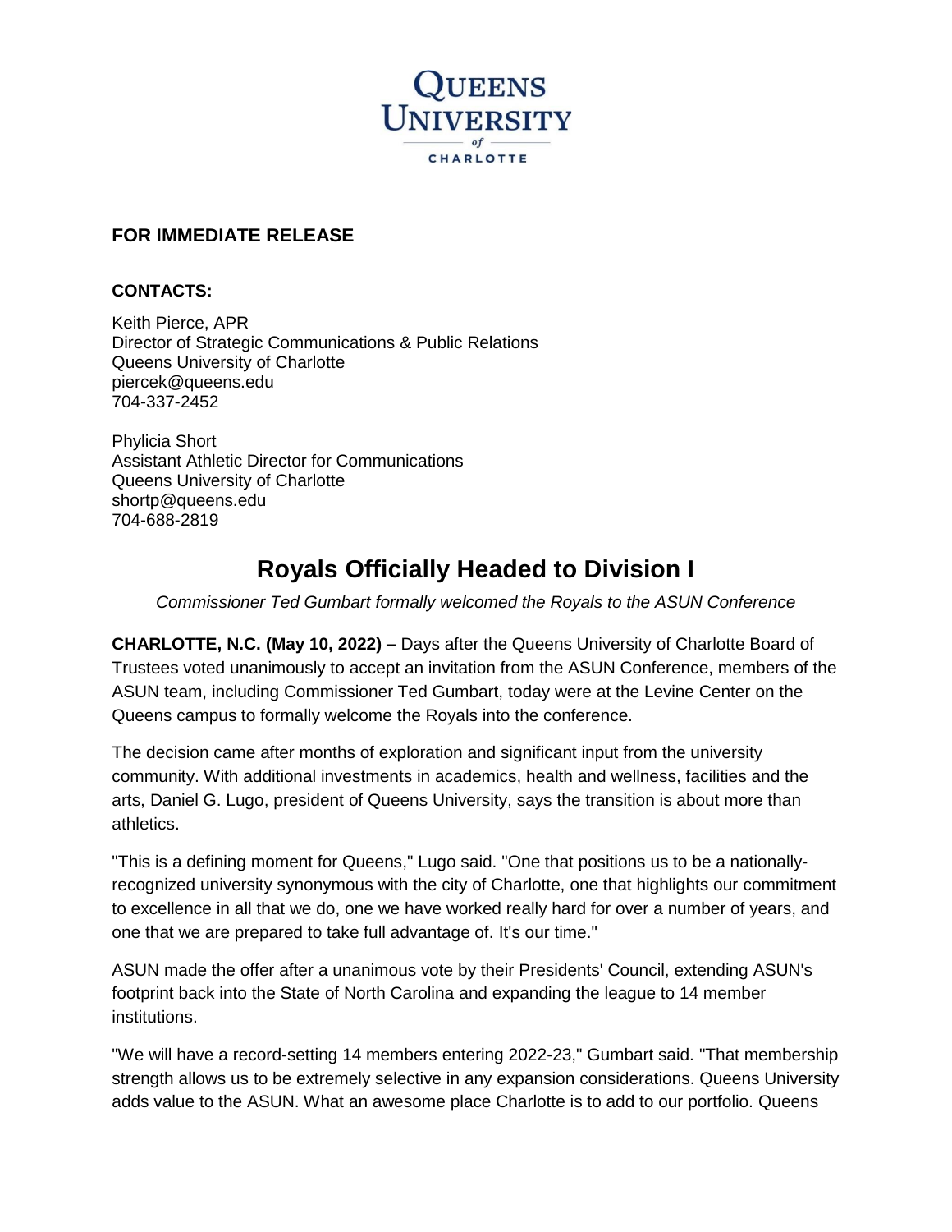**QUEENS UNIVERSITY of CHARLOTTE**

**FOR IMMEDIATE RELEASE**

**CONTACTS:**

Keith Pierce, APR
Director of Strategic Communications & Public Relations
Queens University of Charlotte
piercek@queens.edu
704-337-2452

Phylicia Short
Assistant Athletic Director for Communications
Queens University of Charlotte
shortp@queens.edu
704-688-2819

# Royals Officially Headed to Division I

*Commissioner Ted Gumbart formally welcomed the Royals to the ASUN Conference*

**CHARLOTTE, N.C. (May 10, 2022) –** Days after the Queens University of Charlotte Board of Trustees voted unanimously to accept an invitation from the ASUN Conference, members of the ASUN team, including Commissioner Ted Gumbart, today were at the Levine Center on the Queens campus to formally welcome the Royals into the conference.

The decision came after months of exploration and significant input from the university community. With additional investments in academics, health and wellness, facilities and the arts, Daniel G. Lugo, president of Queens University, says the transition is about more than athletics.

"This is a defining moment for Queens," Lugo said. "One that positions us to be a nationally-recognized university synonymous with the city of Charlotte, one that highlights our commitment to excellence in all that we do, one we have worked really hard for over a number of years, and one that we are prepared to take full advantage of. It's our time."

ASUN made the offer after a unanimous vote by their Presidents' Council, extending ASUN's footprint back into the State of North Carolina and expanding the league to 14 member institutions.

"We will have a record-setting 14 members entering 2022-23," Gumbart said. "That membership strength allows us to be extremely selective in any expansion considerations. Queens University adds value to the ASUN. What an awesome place Charlotte is to add to our portfolio. Queens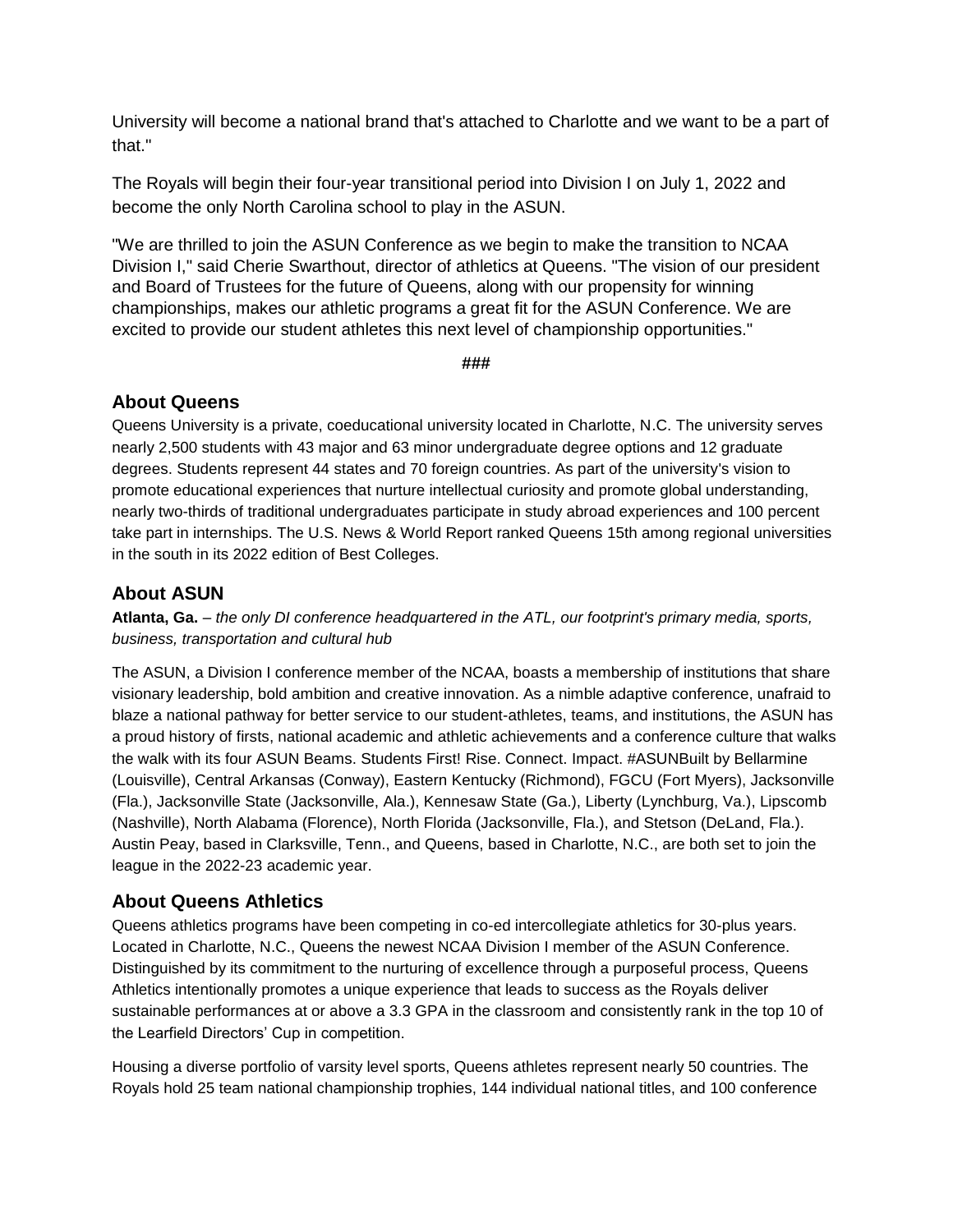University will become a national brand that's attached to Charlotte and we want to be a part of that."

The Royals will begin their four-year transitional period into Division I on July 1, 2022 and become the only North Carolina school to play in the ASUN.

"We are thrilled to join the ASUN Conference as we begin to make the transition to NCAA Division I," said Cherie Swarthout, director of athletics at Queens. "The vision of our president and Board of Trustees for the future of Queens, along with our propensity for winning championships, makes our athletic programs a great fit for the ASUN Conference. We are excited to provide our student athletes this next level of championship opportunities."

###

## About Queens

Queens University is a private, coeducational university located in Charlotte, N.C. The university serves nearly 2,500 students with 43 major and 63 minor undergraduate degree options and 12 graduate degrees. Students represent 44 states and 70 foreign countries. As part of the university's vision to promote educational experiences that nurture intellectual curiosity and promote global understanding, nearly two-thirds of traditional undergraduates participate in study abroad experiences and 100 percent take part in internships. The U.S. News & World Report ranked Queens 15th among regional universities in the south in its 2022 edition of Best Colleges.

## About ASUN

**Atlanta, Ga.** – *the only DI conference headquartered in the ATL, our footprint's primary media, sports, business, transportation and cultural hub*

The ASUN, a Division I conference member of the NCAA, boasts a membership of institutions that share visionary leadership, bold ambition and creative innovation. As a nimble adaptive conference, unafraid to blaze a national pathway for better service to our student-athletes, teams, and institutions, the ASUN has a proud history of firsts, national academic and athletic achievements and a conference culture that walks the walk with its four ASUN Beams. Students First! Rise. Connect. Impact. #ASUNBuilt by Bellarmine (Louisville), Central Arkansas (Conway), Eastern Kentucky (Richmond), FGCU (Fort Myers), Jacksonville (Fla.), Jacksonville State (Jacksonville, Ala.), Kennesaw State (Ga.), Liberty (Lynchburg, Va.), Lipscomb (Nashville), North Alabama (Florence), North Florida (Jacksonville, Fla.), and Stetson (DeLand, Fla.). Austin Peay, based in Clarksville, Tenn., and Queens, based in Charlotte, N.C., are both set to join the league in the 2022-23 academic year.

## About Queens Athletics

Queens athletics programs have been competing in co-ed intercollegiate athletics for 30-plus years. Located in Charlotte, N.C., Queens the newest NCAA Division I member of the ASUN Conference. Distinguished by its commitment to the nurturing of excellence through a purposeful process, Queens Athletics intentionally promotes a unique experience that leads to success as the Royals deliver sustainable performances at or above a 3.3 GPA in the classroom and consistently rank in the top 10 of the Learfield Directors' Cup in competition.

Housing a diverse portfolio of varsity level sports, Queens athletes represent nearly 50 countries. The Royals hold 25 team national championship trophies, 144 individual national titles, and 100 conference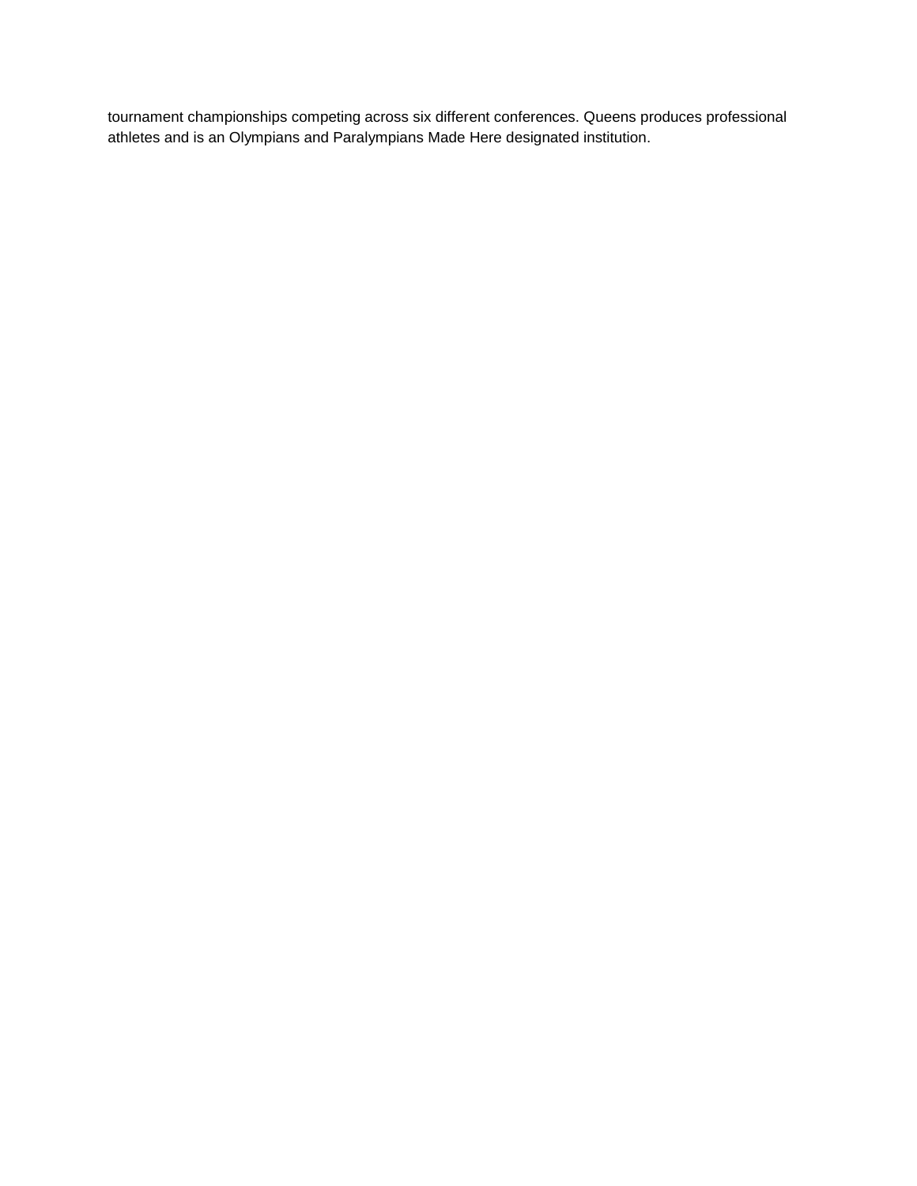tournament championships competing across six different conferences. Queens produces professional athletes and is an Olympians and Paralympians Made Here designated institution.